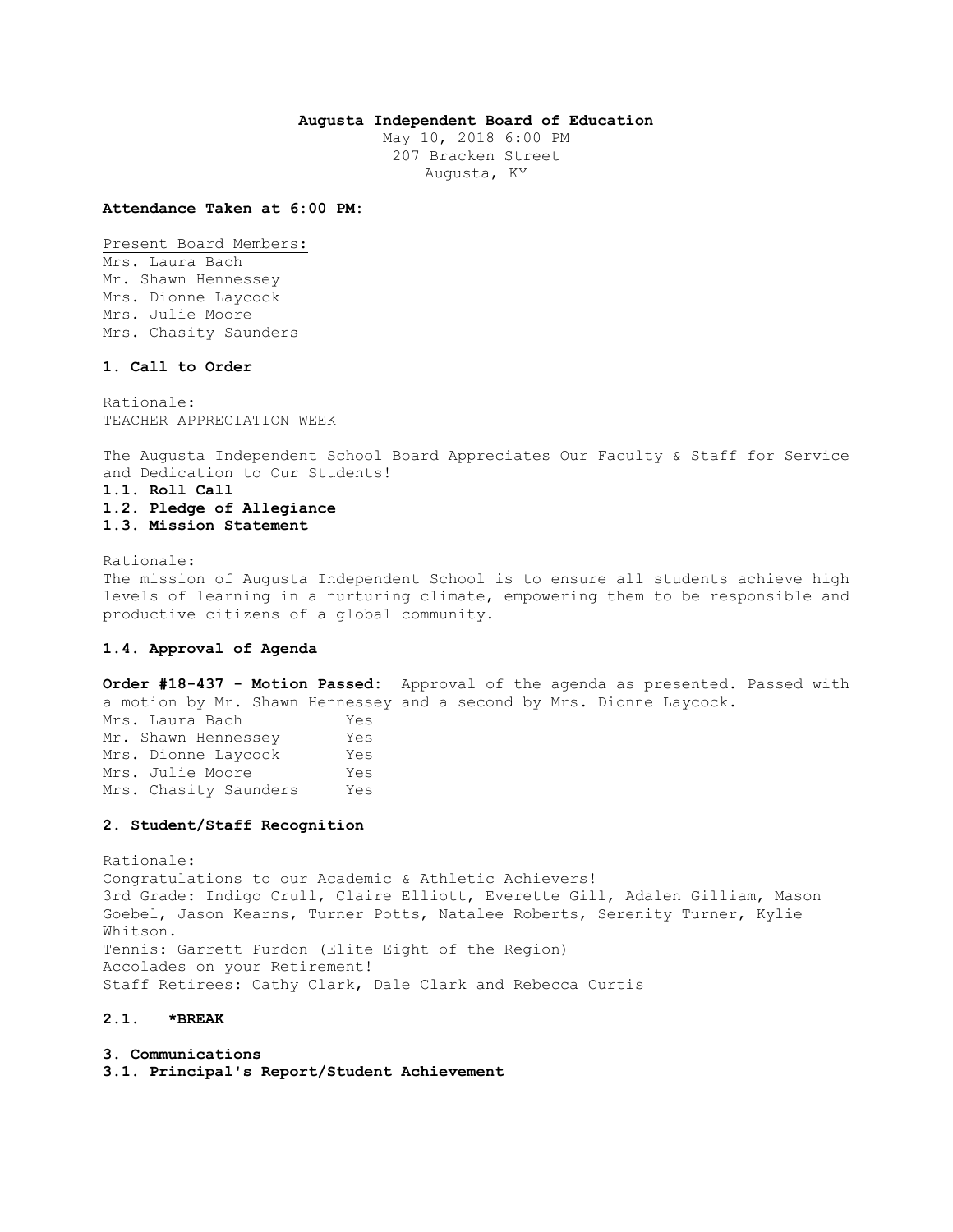**Augusta Independent Board of Education**
May 10, 2018 6:00 PM
207 Bracken Street
Augusta, KY

**Attendance Taken at 6:00 PM:**

Present Board Members:
Mrs. Laura Bach
Mr. Shawn Hennessey
Mrs. Dionne Laycock
Mrs. Julie Moore
Mrs. Chasity Saunders

**1. Call to Order**

Rationale:
TEACHER APPRECIATION WEEK

The Augusta Independent School Board Appreciates Our Faculty & Staff for Service and Dedication to Our Students!

**1.1. Roll Call**
**1.2. Pledge of Allegiance**
**1.3. Mission Statement**

Rationale:
The mission of Augusta Independent School is to ensure all students achieve high levels of learning in a nurturing climate, empowering them to be responsible and productive citizens of a global community.

**1.4. Approval of Agenda**

**Order #18-437 - Motion Passed:** Approval of the agenda as presented. Passed with a motion by Mr. Shawn Hennessey and a second by Mrs. Dionne Laycock.

| | |
|---|---|
| Mrs. Laura Bach | Yes |
| Mr. Shawn Hennessey | Yes |
| Mrs. Dionne Laycock | Yes |
| Mrs. Julie Moore | Yes |
| Mrs. Chasity Saunders | Yes |

**2. Student/Staff Recognition**

Rationale:
Congratulations to our Academic & Athletic Achievers!
3rd Grade: Indigo Crull, Claire Elliott, Everette Gill, Adalen Gilliam, Mason Goebel, Jason Kearns, Turner Potts, Natalee Roberts, Serenity Turner, Kylie Whitson.
Tennis: Garrett Purdon (Elite Eight of the Region)
Accolades on your Retirement!
Staff Retirees: Cathy Clark, Dale Clark and Rebecca Curtis

**2.1. *BREAK**

**3. Communications**
**3.1. Principal's Report/Student Achievement**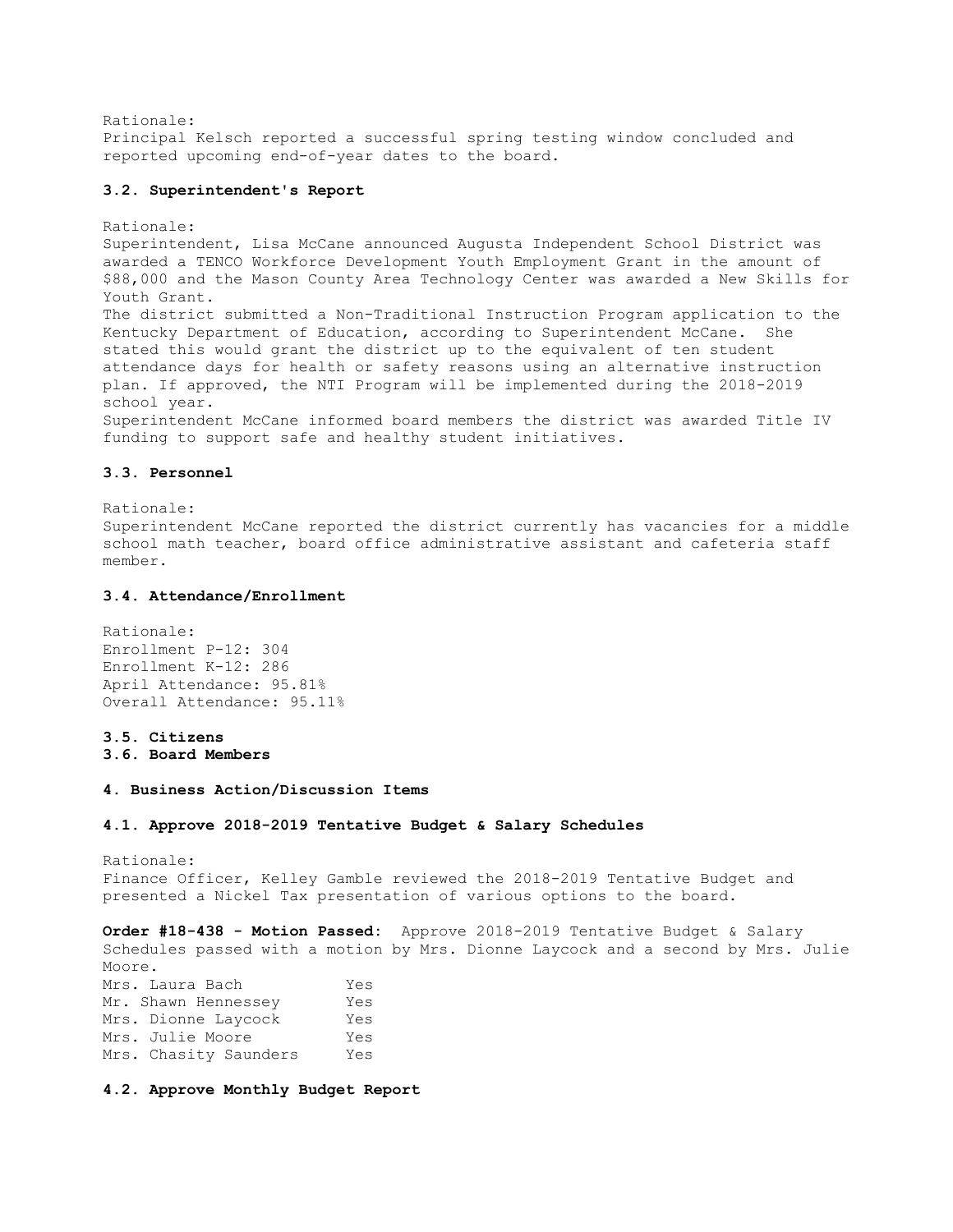Rationale:
Principal Kelsch reported a successful spring testing window concluded and reported upcoming end-of-year dates to the board.

### 3.2. Superintendent's Report

Rationale:
Superintendent, Lisa McCane announced Augusta Independent School District was awarded a TENCO Workforce Development Youth Employment Grant in the amount of $88,000 and the Mason County Area Technology Center was awarded a New Skills for Youth Grant.
The district submitted a Non-Traditional Instruction Program application to the Kentucky Department of Education, according to Superintendent McCane. She stated this would grant the district up to the equivalent of ten student attendance days for health or safety reasons using an alternative instruction plan. If approved, the NTI Program will be implemented during the 2018-2019 school year.
Superintendent McCane informed board members the district was awarded Title IV funding to support safe and healthy student initiatives.

### 3.3. Personnel

Rationale:
Superintendent McCane reported the district currently has vacancies for a middle school math teacher, board office administrative assistant and cafeteria staff member.

### 3.4. Attendance/Enrollment

Rationale:
Enrollment P-12: 304
Enrollment K-12: 286
April Attendance: 95.81%
Overall Attendance: 95.11%

### 3.5. Citizens
### 3.6. Board Members

## 4. Business Action/Discussion Items

### 4.1. Approve 2018-2019 Tentative Budget & Salary Schedules

Rationale:
Finance Officer, Kelley Gamble reviewed the 2018-2019 Tentative Budget and presented a Nickel Tax presentation of various options to the board.

**Order #18-438 - Motion Passed:** Approve 2018-2019 Tentative Budget & Salary Schedules passed with a motion by Mrs. Dionne Laycock and a second by Mrs. Julie Moore.

| | |
|---|---|
| Mrs. Laura Bach | Yes |
| Mr. Shawn Hennessey | Yes |
| Mrs. Dionne Laycock | Yes |
| Mrs. Julie Moore | Yes |
| Mrs. Chasity Saunders | Yes |

### 4.2. Approve Monthly Budget Report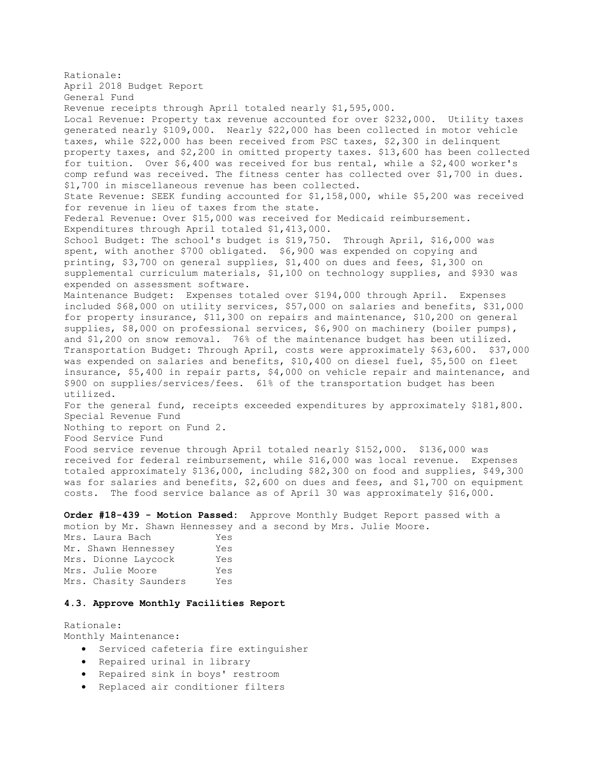Rationale:
April 2018 Budget Report
General Fund
Revenue receipts through April totaled nearly $1,595,000.
Local Revenue: Property tax revenue accounted for over $232,000. Utility taxes generated nearly $109,000. Nearly $22,000 has been collected in motor vehicle taxes, while $22,000 has been received from PSC taxes, $2,300 in delinquent property taxes, and $2,200 in omitted property taxes. $13,600 has been collected for tuition. Over $6,400 was received for bus rental, while a $2,400 worker's comp refund was received. The fitness center has collected over $1,700 in dues. $1,700 in miscellaneous revenue has been collected.
State Revenue: SEEK funding accounted for $1,158,000, while $5,200 was received for revenue in lieu of taxes from the state.
Federal Revenue: Over $15,000 was received for Medicaid reimbursement.
Expenditures through April totaled $1,413,000.
School Budget: The school's budget is $19,750. Through April, $16,000 was spent, with another $700 obligated. $6,900 was expended on copying and printing, $3,700 on general supplies, $1,400 on dues and fees, $1,300 on supplemental curriculum materials, $1,100 on technology supplies, and $930 was expended on assessment software.
Maintenance Budget: Expenses totaled over $194,000 through April. Expenses included $68,000 on utility services, $57,000 on salaries and benefits, $31,000 for property insurance, $11,300 on repairs and maintenance, $10,200 on general supplies, $8,000 on professional services, $6,900 on machinery (boiler pumps), and $1,200 on snow removal. 76% of the maintenance budget has been utilized.
Transportation Budget: Through April, costs were approximately $63,600. $37,000 was expended on salaries and benefits, $10,400 on diesel fuel, $5,500 on fleet insurance, $5,400 in repair parts, $4,000 on vehicle repair and maintenance, and $900 on supplies/services/fees. 61% of the transportation budget has been utilized.
For the general fund, receipts exceeded expenditures by approximately $181,800.
Special Revenue Fund
Nothing to report on Fund 2.
Food Service Fund
Food service revenue through April totaled nearly $152,000. $136,000 was received for federal reimbursement, while $16,000 was local revenue. Expenses totaled approximately $136,000, including $82,300 on food and supplies, $49,300 was for salaries and benefits, $2,600 on dues and fees, and $1,700 on equipment costs. The food service balance as of April 30 was approximately $16,000.

**Order #18-439 - Motion Passed:** Approve Monthly Budget Report passed with a motion by Mr. Shawn Hennessey and a second by Mrs. Julie Moore.

| | |
|---|---|
| Mrs. Laura Bach | Yes |
| Mr. Shawn Hennessey | Yes |
| Mrs. Dionne Laycock | Yes |
| Mrs. Julie Moore | Yes |
| Mrs. Chasity Saunders | Yes |

### 4.3. Approve Monthly Facilities Report

Rationale:
Monthly Maintenance:

- Serviced cafeteria fire extinguisher
- Repaired urinal in library
- Repaired sink in boys' restroom
- Replaced air conditioner filters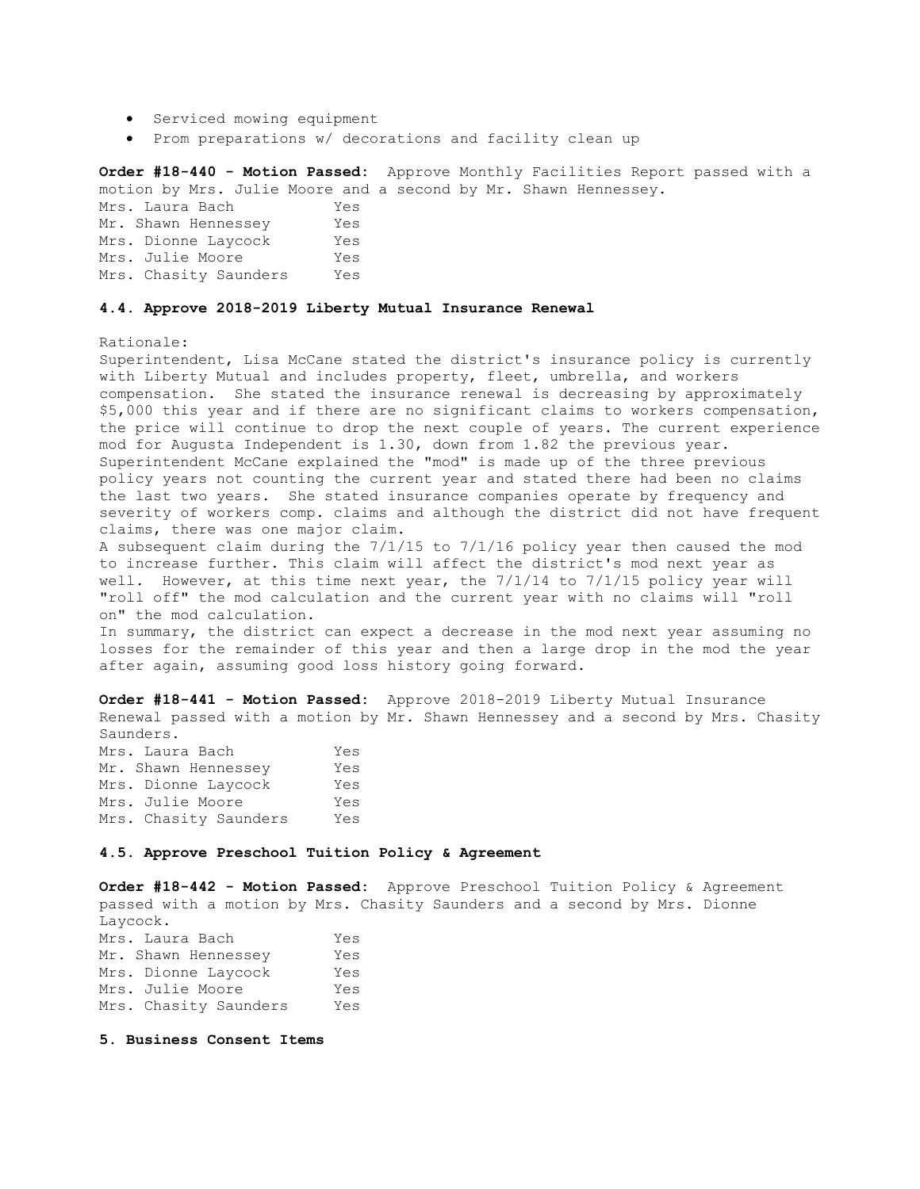- Serviced mowing equipment
- Prom preparations w/ decorations and facility clean up

**Order #18-440 - Motion Passed:** Approve Monthly Facilities Report passed with a motion by Mrs. Julie Moore and a second by Mr. Shawn Hennessey.

Mrs. Laura Bach Yes
Mr. Shawn Hennessey Yes
Mrs. Dionne Laycock Yes
Mrs. Julie Moore Yes
Mrs. Chasity Saunders Yes

#### 4.4. Approve 2018-2019 Liberty Mutual Insurance Renewal

Rationale:
Superintendent, Lisa McCane stated the district's insurance policy is currently with Liberty Mutual and includes property, fleet, umbrella, and workers compensation. She stated the insurance renewal is decreasing by approximately $5,000 this year and if there are no significant claims to workers compensation, the price will continue to drop the next couple of years. The current experience mod for Augusta Independent is 1.30, down from 1.82 the previous year. Superintendent McCane explained the "mod" is made up of the three previous policy years not counting the current year and stated there had been no claims the last two years. She stated insurance companies operate by frequency and severity of workers comp. claims and although the district did not have frequent claims, there was one major claim.
A subsequent claim during the 7/1/15 to 7/1/16 policy year then caused the mod to increase further. This claim will affect the district's mod next year as well. However, at this time next year, the 7/1/14 to 7/1/15 policy year will "roll off" the mod calculation and the current year with no claims will "roll on" the mod calculation.
In summary, the district can expect a decrease in the mod next year assuming no losses for the remainder of this year and then a large drop in the mod the year after again, assuming good loss history going forward.

**Order #18-441 - Motion Passed:** Approve 2018-2019 Liberty Mutual Insurance Renewal passed with a motion by Mr. Shawn Hennessey and a second by Mrs. Chasity Saunders.

Mrs. Laura Bach Yes
Mr. Shawn Hennessey Yes
Mrs. Dionne Laycock Yes
Mrs. Julie Moore Yes
Mrs. Chasity Saunders Yes

#### 4.5. Approve Preschool Tuition Policy & Agreement

**Order #18-442 - Motion Passed:** Approve Preschool Tuition Policy & Agreement passed with a motion by Mrs. Chasity Saunders and a second by Mrs. Dionne Laycock.

Mrs. Laura Bach Yes
Mr. Shawn Hennessey Yes
Mrs. Dionne Laycock Yes
Mrs. Julie Moore Yes
Mrs. Chasity Saunders Yes

### 5. Business Consent Items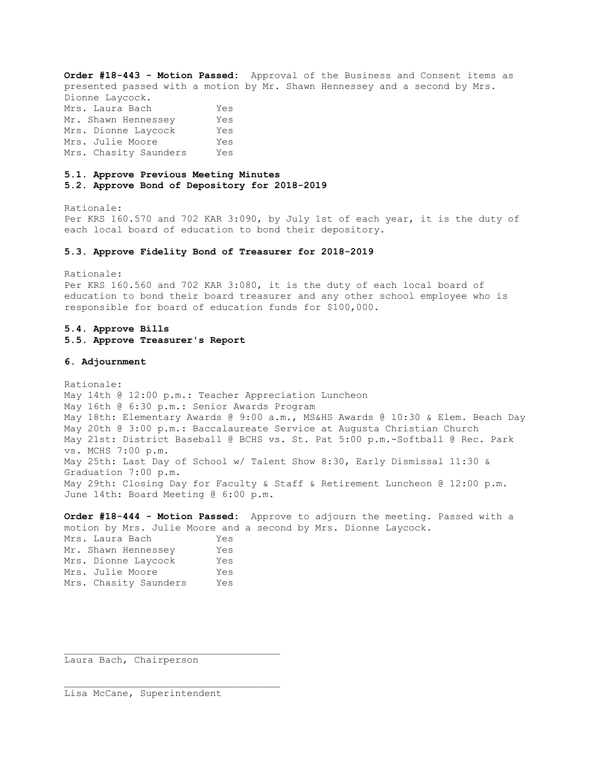**Order #18-443 - Motion Passed:** Approval of the Business and Consent items as presented passed with a motion by Mr. Shawn Hennessey and a second by Mrs. Dionne Laycock.

| | |
|---|---|
| Mrs. Laura Bach | Yes |
| Mr. Shawn Hennessey | Yes |
| Mrs. Dionne Laycock | Yes |
| Mrs. Julie Moore | Yes |
| Mrs. Chasity Saunders | Yes |

**5.1. Approve Previous Meeting Minutes**

**5.2. Approve Bond of Depository for 2018-2019**

Rationale:
Per KRS 160.570 and 702 KAR 3:090, by July 1st of each year, it is the duty of each local board of education to bond their depository.

**5.3. Approve Fidelity Bond of Treasurer for 2018-2019**

Rationale:
Per KRS 160.560 and 702 KAR 3:080, it is the duty of each local board of education to bond their board treasurer and any other school employee who is responsible for board of education funds for $100,000.

**5.4. Approve Bills**

**5.5. Approve Treasurer's Report**

**6. Adjournment**

Rationale:
May 14th @ 12:00 p.m.: Teacher Appreciation Luncheon
May 16th @ 6:30 p.m.: Senior Awards Program
May 18th: Elementary Awards @ 9:00 a.m., MS&HS Awards @ 10:30 & Elem. Beach Day
May 20th @ 3:00 p.m.: Baccalaureate Service at Augusta Christian Church
May 21st: District Baseball @ BCHS vs. St. Pat 5:00 p.m.-Softball @ Rec. Park vs. MCHS 7:00 p.m.
May 25th: Last Day of School w/ Talent Show 8:30, Early Dismissal 11:30 & Graduation 7:00 p.m.
May 29th: Closing Day for Faculty & Staff & Retirement Luncheon @ 12:00 p.m.
June 14th: Board Meeting @ 6:00 p.m.

**Order #18-444 - Motion Passed:** Approve to adjourn the meeting. Passed with a motion by Mrs. Julie Moore and a second by Mrs. Dionne Laycock.

| | |
|---|---|
| Mrs. Laura Bach | Yes |
| Mr. Shawn Hennessey | Yes |
| Mrs. Dionne Laycock | Yes |
| Mrs. Julie Moore | Yes |
| Mrs. Chasity Saunders | Yes |

______________________________________
Laura Bach, Chairperson

______________________________________
Lisa McCane, Superintendent